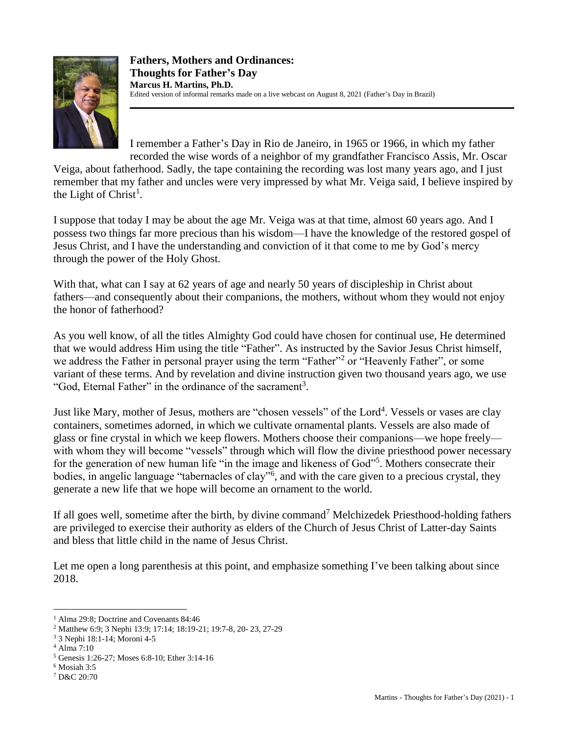**Fathers, Mothers and Ordinances:**
**Thoughts for Father's Day**
**Marcus H. Martins, Ph.D.**
Edited version of informal remarks made on a live webcast on August 8, 2021 (Father's Day in Brazil)

---

I remember a Father's Day in Rio de Janeiro, in 1965 or 1966, in which my father recorded the wise words of a neighbor of my grandfather Francisco Assis, Mr. Oscar Veiga, about fatherhood. Sadly, the tape containing the recording was lost many years ago, and I just remember that my father and uncles were very impressed by what Mr. Veiga said, I believe inspired by the Light of Christ[1].

I suppose that today I may be about the age Mr. Veiga was at that time, almost 60 years ago. And I possess two things far more precious than his wisdom—I have the knowledge of the restored gospel of Jesus Christ, and I have the understanding and conviction of it that come to me by God's mercy through the power of the Holy Ghost.

With that, what can I say at 62 years of age and nearly 50 years of discipleship in Christ about fathers—and consequently about their companions, the mothers, without whom they would not enjoy the honor of fatherhood?

As you well know, of all the titles Almighty God could have chosen for continual use, He determined that we would address Him using the title "Father". As instructed by the Savior Jesus Christ himself, we address the Father in personal prayer using the term "Father"[2] or "Heavenly Father", or some variant of these terms. And by revelation and divine instruction given two thousand years ago, we use "God, Eternal Father" in the ordinance of the sacrament[3].

Just like Mary, mother of Jesus, mothers are "chosen vessels" of the Lord[4]. Vessels or vases are clay containers, sometimes adorned, in which we cultivate ornamental plants. Vessels are also made of glass or fine crystal in which we keep flowers. Mothers choose their companions—we hope freely—with whom they will become "vessels" through which will flow the divine priesthood power necessary for the generation of new human life "in the image and likeness of God"[5]. Mothers consecrate their bodies, in angelic language "tabernacles of clay"[6], and with the care given to a precious crystal, they generate a new life that we hope will become an ornament to the world.

If all goes well, sometime after the birth, by divine command[7] Melchizedek Priesthood-holding fathers are privileged to exercise their authority as elders of the Church of Jesus Christ of Latter-day Saints and bless that little child in the name of Jesus Christ.

Let me open a long parenthesis at this point, and emphasize something I've been talking about since 2018.

---

[1] Alma 29:8; Doctrine and Covenants 84:46
[2] Matthew 6:9; 3 Nephi 13:9; 17:14; 18:19-21; 19:7-8, 20- 23, 27-29
[3] 3 Nephi 18:1-14; Moroni 4-5
[4] Alma 7:10
[5] Genesis 1:26-27; Moses 6:8-10; Ether 3:14-16
[6] Mosiah 3:5
[7] D&C 20:70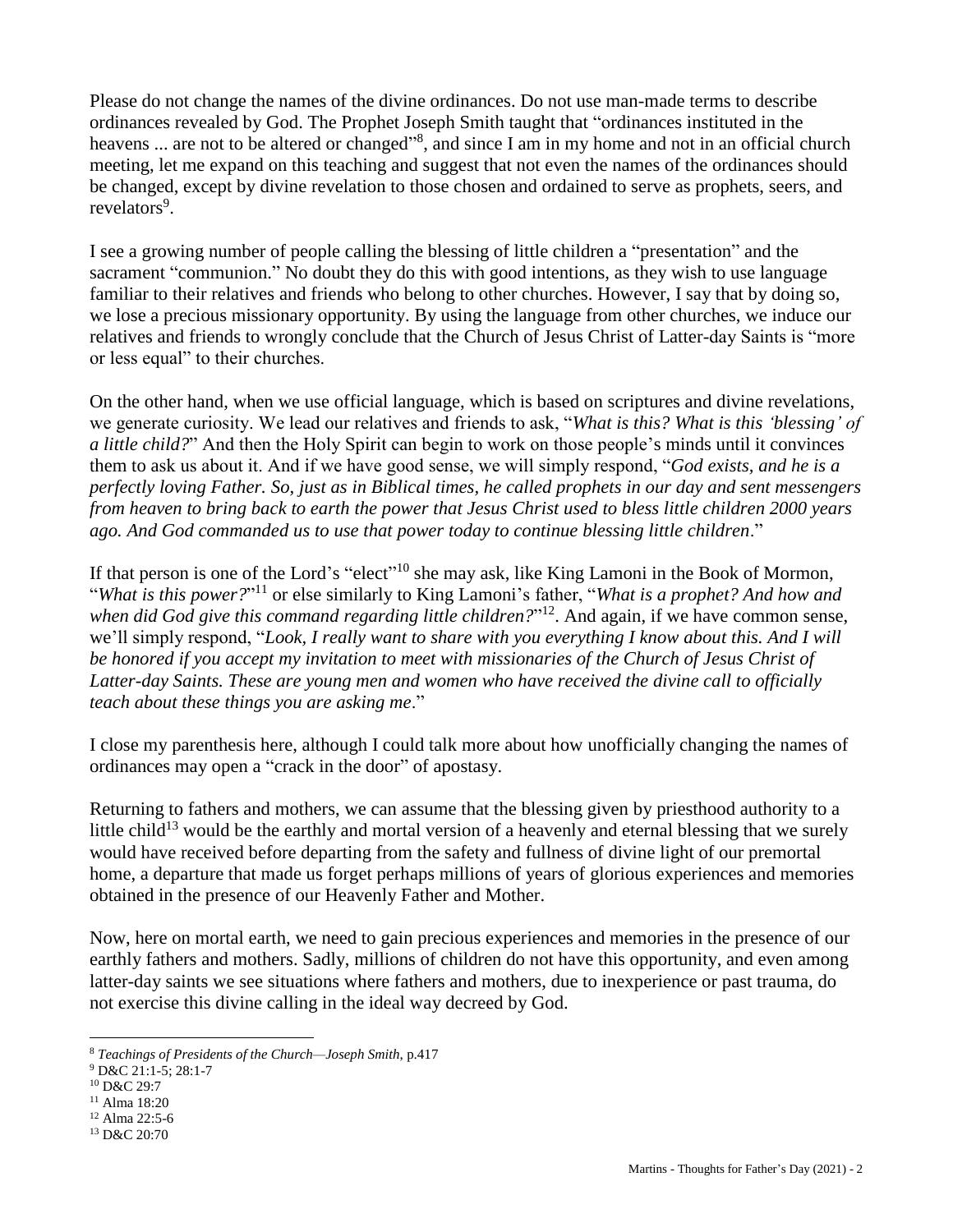Please do not change the names of the divine ordinances. Do not use man-made terms to describe ordinances revealed by God. The Prophet Joseph Smith taught that "ordinances instituted in the heavens ... are not to be altered or changed"[8], and since I am in my home and not in an official church meeting, let me expand on this teaching and suggest that not even the names of the ordinances should be changed, except by divine revelation to those chosen and ordained to serve as prophets, seers, and revelators[9].

I see a growing number of people calling the blessing of little children a "presentation" and the sacrament "communion." No doubt they do this with good intentions, as they wish to use language familiar to their relatives and friends who belong to other churches. However, I say that by doing so, we lose a precious missionary opportunity. By using the language from other churches, we induce our relatives and friends to wrongly conclude that the Church of Jesus Christ of Latter-day Saints is "more or less equal" to their churches.

On the other hand, when we use official language, which is based on scriptures and divine revelations, we generate curiosity. We lead our relatives and friends to ask, "*What is this? What is this 'blessing' of a little child?*" And then the Holy Spirit can begin to work on those people's minds until it convinces them to ask us about it. And if we have good sense, we will simply respond, "*God exists, and he is a perfectly loving Father. So, just as in Biblical times, he called prophets in our day and sent messengers from heaven to bring back to earth the power that Jesus Christ used to bless little children 2000 years ago. And God commanded us to use that power today to continue blessing little children*."

If that person is one of the Lord's "elect"[10] she may ask, like King Lamoni in the Book of Mormon, "*What is this power?*"[11] or else similarly to King Lamoni's father, "*What is a prophet? And how and when did God give this command regarding little children?*"[12]. And again, if we have common sense, we'll simply respond, "*Look, I really want to share with you everything I know about this. And I will be honored if you accept my invitation to meet with missionaries of the Church of Jesus Christ of Latter-day Saints. These are young men and women who have received the divine call to officially teach about these things you are asking me*."

I close my parenthesis here, although I could talk more about how unofficially changing the names of ordinances may open a "crack in the door" of apostasy.

Returning to fathers and mothers, we can assume that the blessing given by priesthood authority to a little child[13] would be the earthly and mortal version of a heavenly and eternal blessing that we surely would have received before departing from the safety and fullness of divine light of our premortal home, a departure that made us forget perhaps millions of years of glorious experiences and memories obtained in the presence of our Heavenly Father and Mother.

Now, here on mortal earth, we need to gain precious experiences and memories in the presence of our earthly fathers and mothers. Sadly, millions of children do not have this opportunity, and even among latter-day saints we see situations where fathers and mothers, due to inexperience or past trauma, do not exercise this divine calling in the ideal way decreed by God.

---

[8] *Teachings of Presidents of the Church—Joseph Smith*, p.417

[9] D&C 21:1-5; 28:1-7

[10] D&C 29:7

[11] Alma 18:20

[12] Alma 22:5-6

[13] D&C 20:70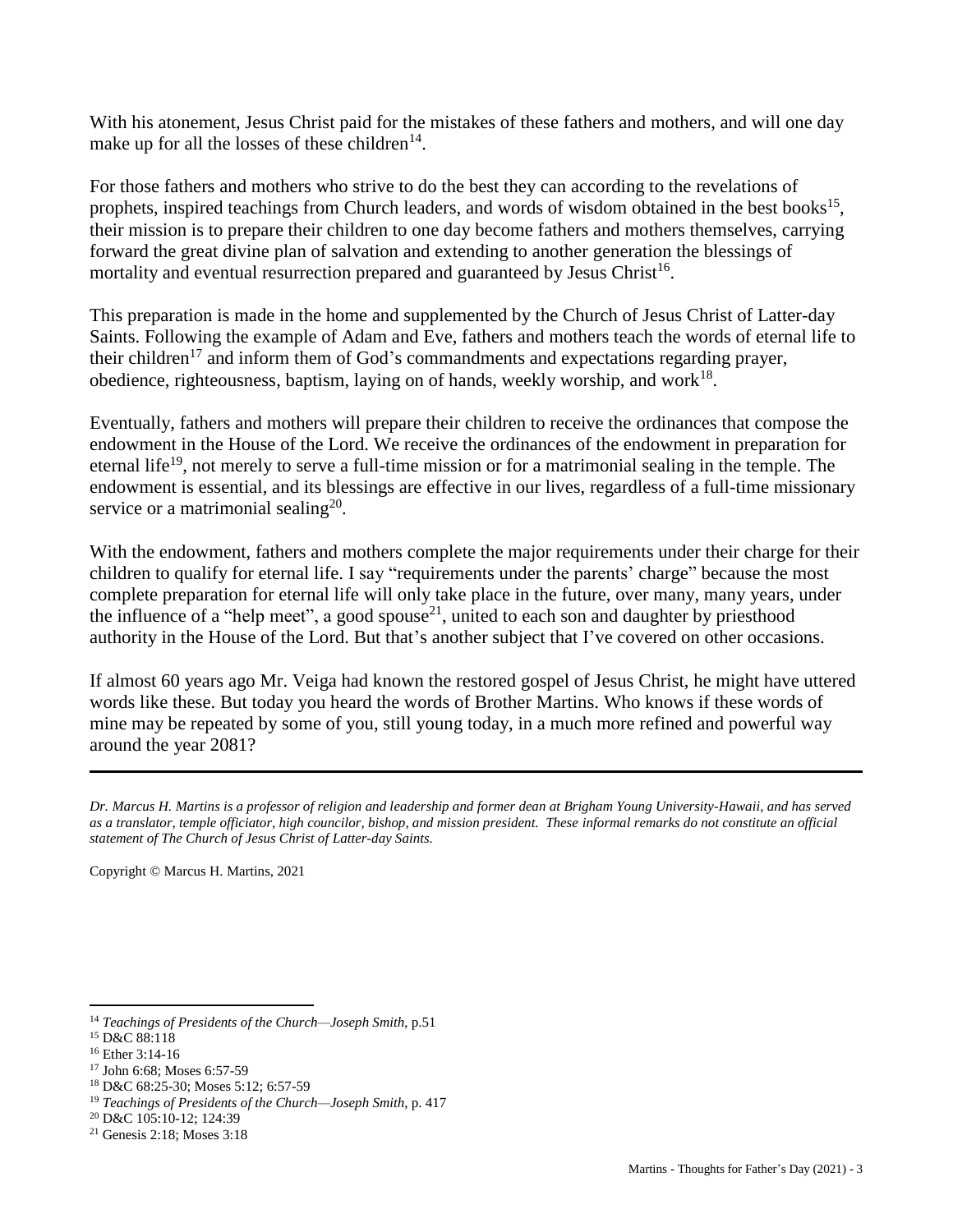With his atonement, Jesus Christ paid for the mistakes of these fathers and mothers, and will one day make up for all the losses of these children[14].

For those fathers and mothers who strive to do the best they can according to the revelations of prophets, inspired teachings from Church leaders, and words of wisdom obtained in the best books[15], their mission is to prepare their children to one day become fathers and mothers themselves, carrying forward the great divine plan of salvation and extending to another generation the blessings of mortality and eventual resurrection prepared and guaranteed by Jesus Christ[16].

This preparation is made in the home and supplemented by the Church of Jesus Christ of Latter-day Saints. Following the example of Adam and Eve, fathers and mothers teach the words of eternal life to their children[17] and inform them of God's commandments and expectations regarding prayer, obedience, righteousness, baptism, laying on of hands, weekly worship, and work[18].

Eventually, fathers and mothers will prepare their children to receive the ordinances that compose the endowment in the House of the Lord. We receive the ordinances of the endowment in preparation for eternal life[19], not merely to serve a full-time mission or for a matrimonial sealing in the temple. The endowment is essential, and its blessings are effective in our lives, regardless of a full-time missionary service or a matrimonial sealing[20].

With the endowment, fathers and mothers complete the major requirements under their charge for their children to qualify for eternal life. I say "requirements under the parents' charge" because the most complete preparation for eternal life will only take place in the future, over many, many years, under the influence of a "help meet", a good spouse[21], united to each son and daughter by priesthood authority in the House of the Lord. But that's another subject that I've covered on other occasions.

If almost 60 years ago Mr. Veiga had known the restored gospel of Jesus Christ, he might have uttered words like these. But today you heard the words of Brother Martins. Who knows if these words of mine may be repeated by some of you, still young today, in a much more refined and powerful way around the year 2081?

---

*Dr. Marcus H. Martins is a professor of religion and leadership and former dean at Brigham Young University-Hawaii, and has served as a translator, temple officiator, high councilor, bishop, and mission president. These informal remarks do not constitute an official statement of The Church of Jesus Christ of Latter-day Saints.*

Copyright © Marcus H. Martins, 2021

---

[14] *Teachings of Presidents of the Church—Joseph Smith*, p.51

[15] D&C 88:118

[16] Ether 3:14-16

[17] John 6:68; Moses 6:57-59

[18] D&C 68:25-30; Moses 5:12; 6:57-59

[19] *Teachings of Presidents of the Church—Joseph Smith*, p. 417

[20] D&C 105:10-12; 124:39

[21] Genesis 2:18; Moses 3:18